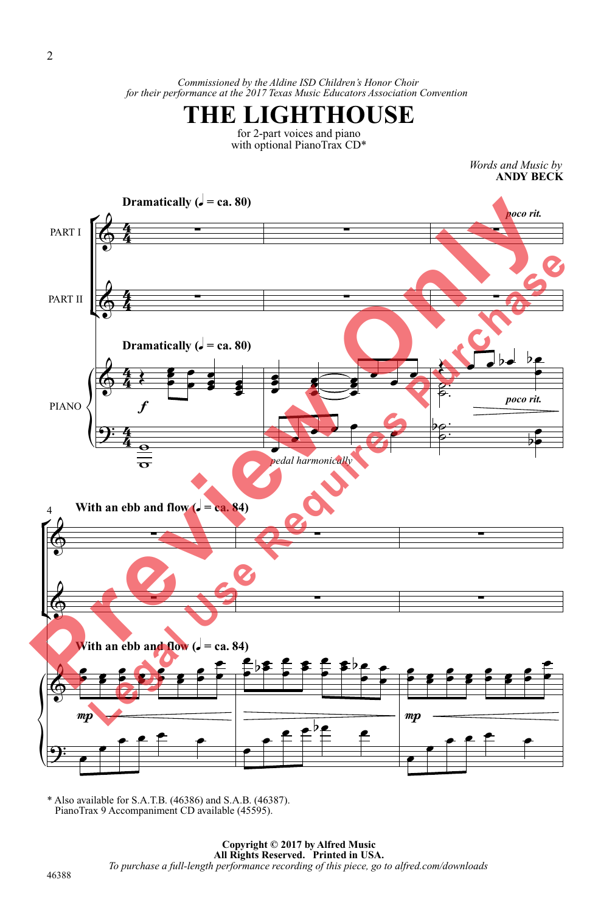*Commissioned by the Aldine ISD Children's Honor Choir*
*for their performance at the 2017 Texas Music Educators Association Convention*

# THE LIGHTHOUSE

for 2-part voices and piano
with optional PianoTrax CD*

*Words and Music by*
**ANDY BECK**

**Dramatically (♩ = ca. 80)**

PART I

PART II

PIANO

*poco rit.*

*pedal harmonically*

**With an ebb and flow (♩ = ca. 84)**

\* Also available for S.A.T.B. (46386) and S.A.B. (46387).
PianoTrax 9 Accompaniment CD available (45595).

**Copyright © 2017 by Alfred Music**
**All Rights Reserved. Printed in USA.**
*To purchase a full-length performance recording of this piece, go to alfred.com/downloads*

46388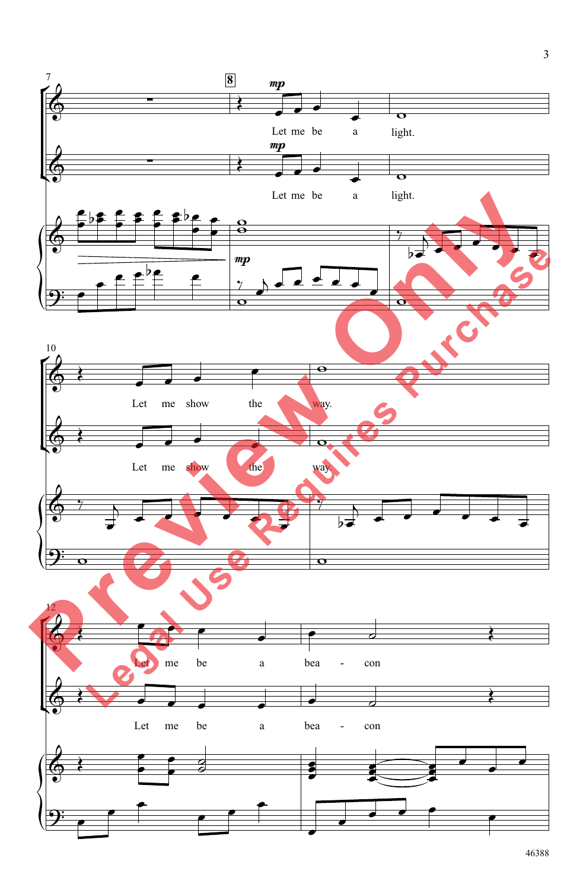7

**8**

*mp*

Let me be a light.

*mp*

Let me be a light.

*mp*

10

Let me show the way.

Let me show the way.

12

Let me be a bea - con

Let me be a bea - con

Preview Only

Legal Use Requires Purchase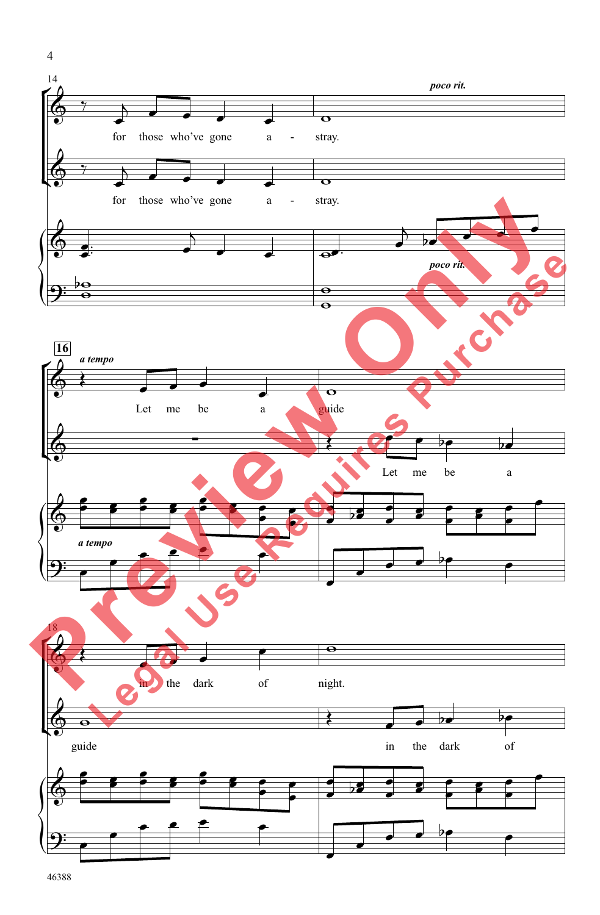14

*poco rit.*

for those who've gone a - stray.

for those who've gone a - stray.

*poco rit.*

**16**

*a tempo*

Let me be a guide

Let me be a

*a tempo*

18

in the dark of night.

guide in the dark of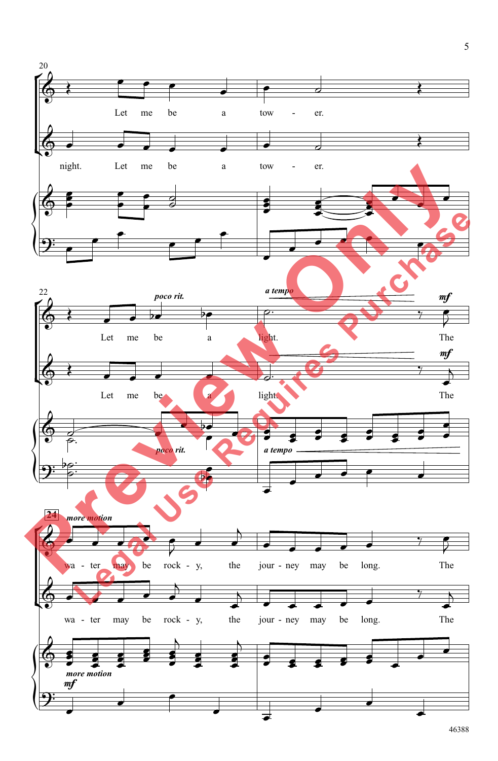20

Let me be a tow - er.

night. Let me be a tow - er.

22

*poco rit.* *a tempo* *mf*

Let me be a light. The

Let me be a light. The

*poco rit.* *a tempo*

24 *more motion*

wa - ter may be rock - y, the jour - ney may be long. The

wa - ter may be rock - y, the jour - ney may be long. The

*more motion*

*mf*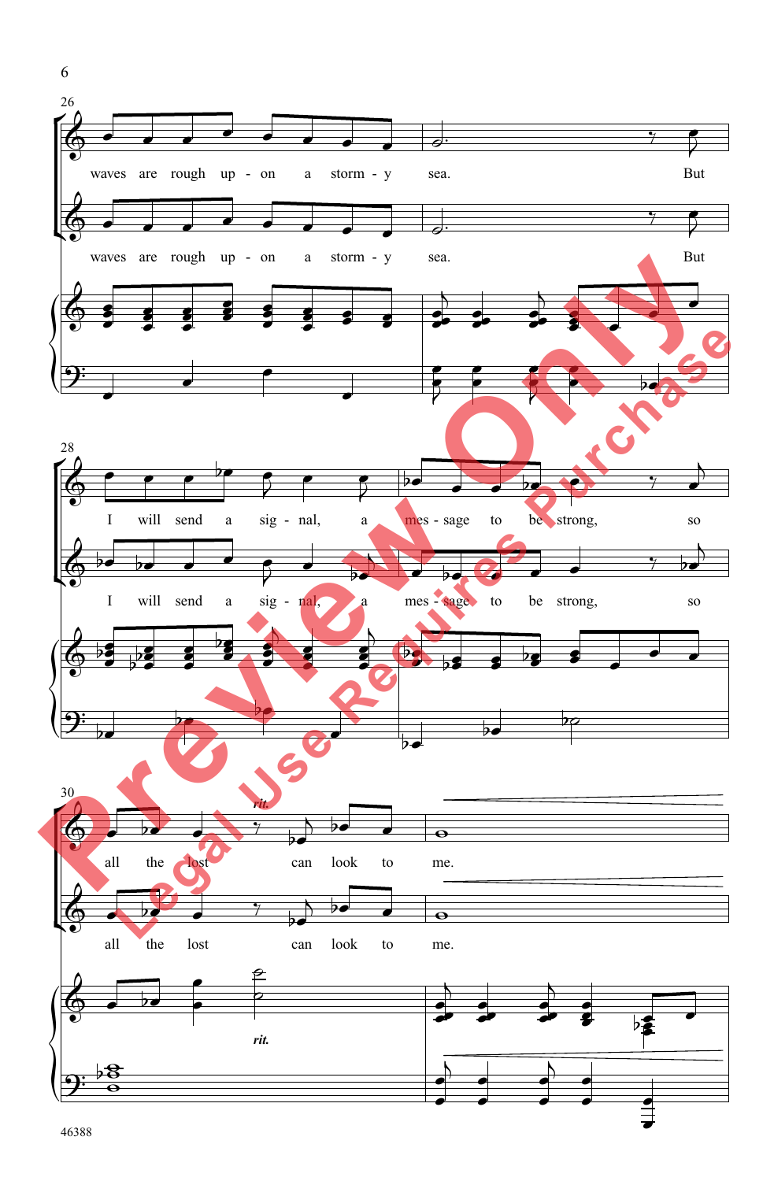waves are rough up - on a storm - y sea. But

I will send a sig - nal, a mes - sage to be strong, so

all the lost can look to me.

*rit.*

Preview Only

Legal Use Requires Purchase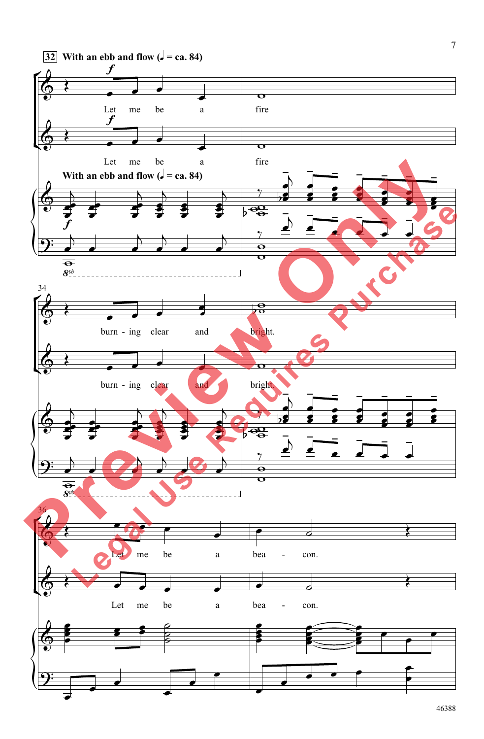**32** **With an ebb and flow (♩ = ca. 84)**

Let me be a fire

Let me be a fire

**With an ebb and flow (♩ = ca. 84)**

34

burn - ing clear and bright.

burn - ing clear and bright.

36

Let me be a bea - con.

Let me be a bea - con.

46388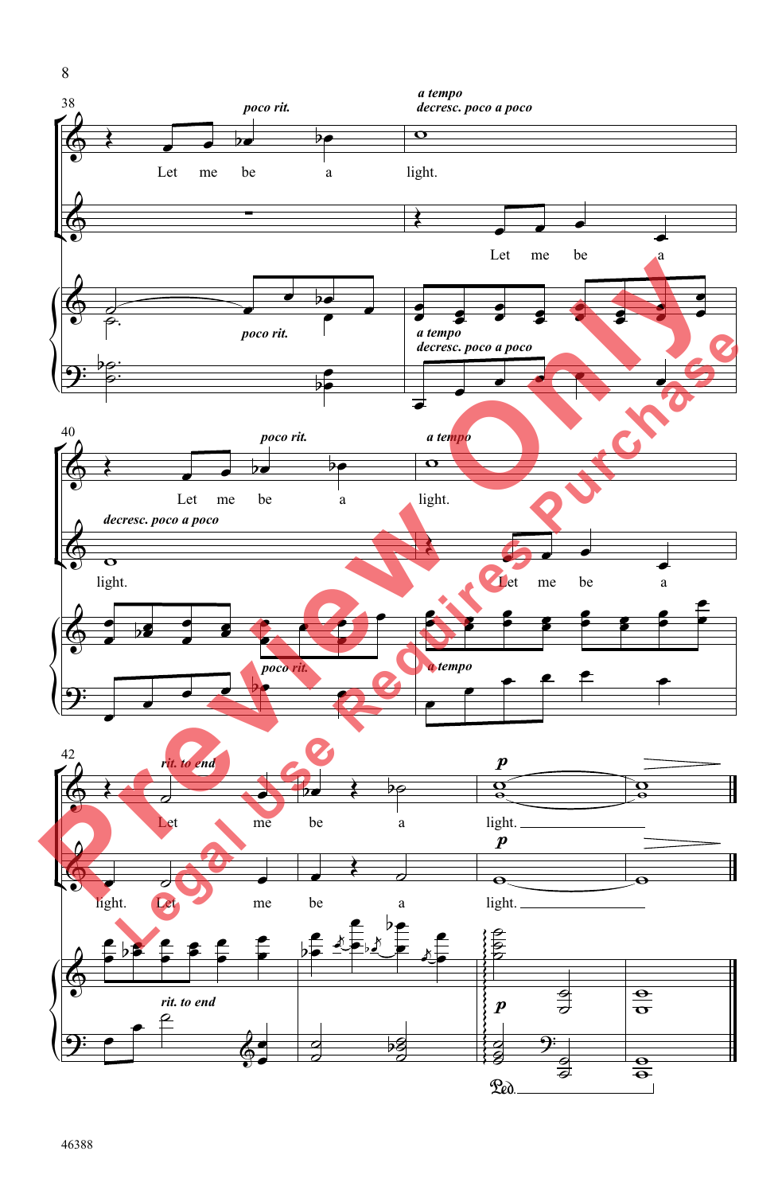38

*poco rit.*

*a tempo*
*decresc. poco a poco*

Let me be a light.

Let me be a

*poco rit.*

*a tempo*
*decresc. poco a poco*

40

*poco rit.*

*a tempo*

Let me be a light.

*decresc. poco a poco*

light. Let me be a

*poco rit.*

*a tempo*

42

*rit. to end*

*p*

Let me be a light.

*p*

light. Let me be a light.

*rit. to end*

*p*

Ped.